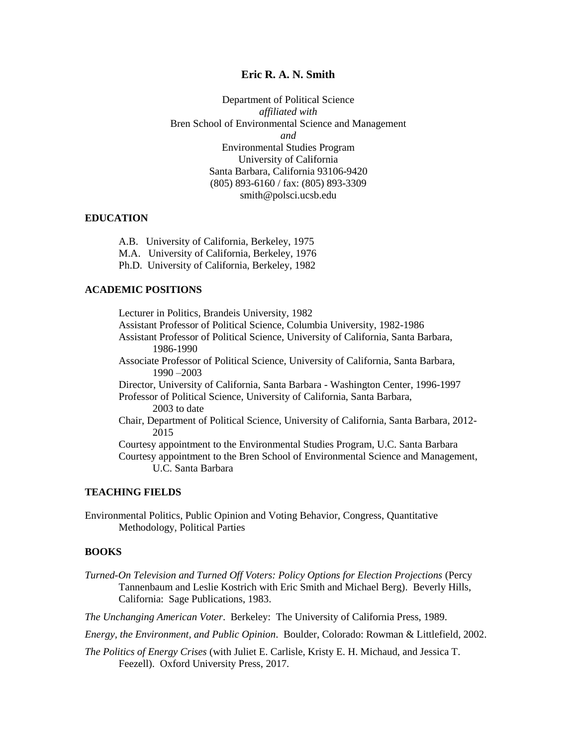# Eric R. A. N. Smith

Department of Political Science
*affiliated with*
Bren School of Environmental Science and Management
*and*
Environmental Studies Program
University of California
Santa Barbara, California 93106-9420
(805) 893-6160 / fax: (805) 893-3309
smith@polsci.ucsb.edu

## EDUCATION

A.B. University of California, Berkeley, 1975
M.A. University of California, Berkeley, 1976
Ph.D. University of California, Berkeley, 1982

## ACADEMIC POSITIONS

Lecturer in Politics, Brandeis University, 1982
Assistant Professor of Political Science, Columbia University, 1982-1986
Assistant Professor of Political Science, University of California, Santa Barbara, 1986-1990
Associate Professor of Political Science, University of California, Santa Barbara, 1990 –2003
Director, University of California, Santa Barbara - Washington Center, 1996-1997
Professor of Political Science, University of California, Santa Barbara, 2003 to date
Chair, Department of Political Science, University of California, Santa Barbara, 2012-2015
Courtesy appointment to the Environmental Studies Program, U.C. Santa Barbara
Courtesy appointment to the Bren School of Environmental Science and Management, U.C. Santa Barbara

## TEACHING FIELDS

Environmental Politics, Public Opinion and Voting Behavior, Congress, Quantitative Methodology, Political Parties

## BOOKS

*Turned-On Television and Turned Off Voters: Policy Options for Election Projections* (Percy Tannenbaum and Leslie Kostrich with Eric Smith and Michael Berg). Beverly Hills, California: Sage Publications, 1983.

*The Unchanging American Voter*. Berkeley: The University of California Press, 1989.

*Energy, the Environment, and Public Opinion*. Boulder, Colorado: Rowman & Littlefield, 2002.

*The Politics of Energy Crises* (with Juliet E. Carlisle, Kristy E. H. Michaud, and Jessica T. Feezell). Oxford University Press, 2017.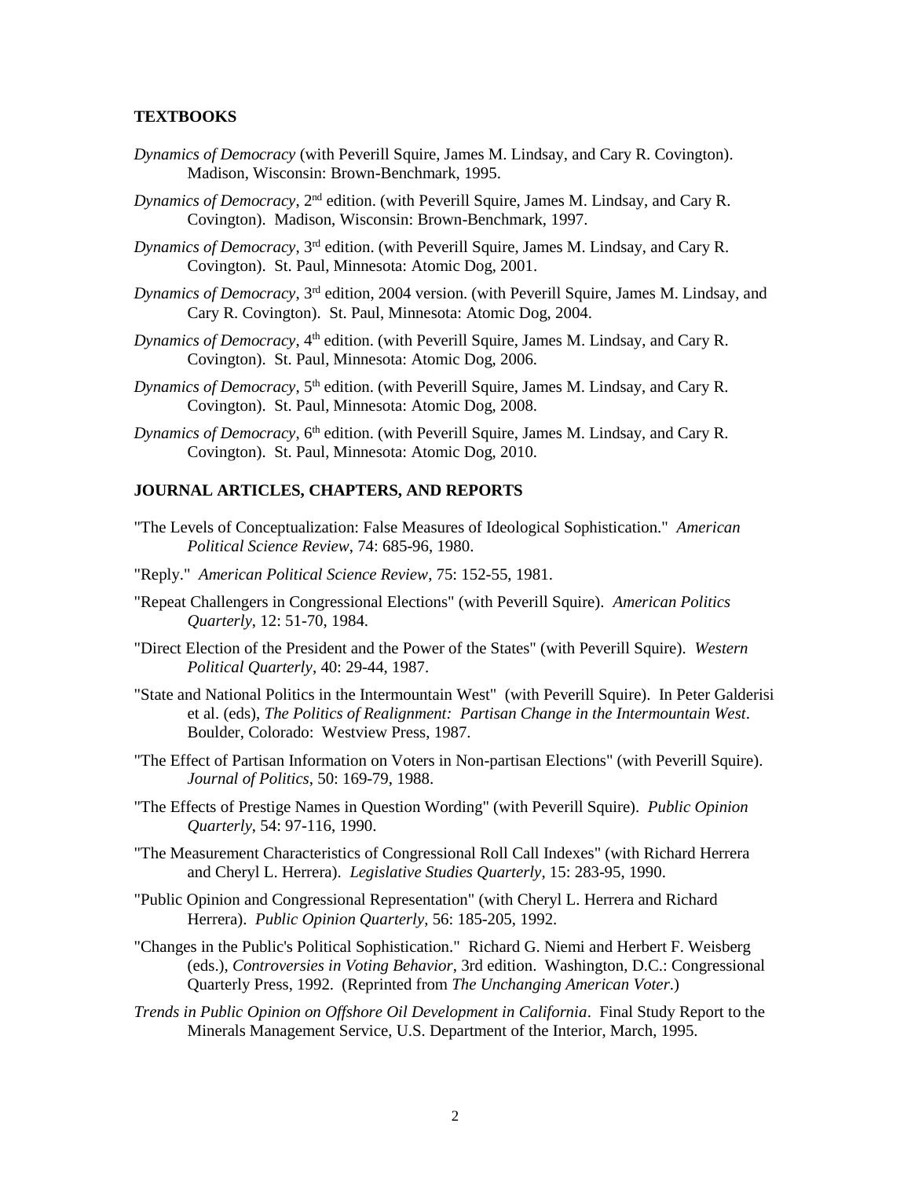## TEXTBOOKS

*Dynamics of Democracy* (with Peverill Squire, James M. Lindsay, and Cary R. Covington). Madison, Wisconsin: Brown-Benchmark, 1995.

*Dynamics of Democracy*, 2nd edition. (with Peverill Squire, James M. Lindsay, and Cary R. Covington). Madison, Wisconsin: Brown-Benchmark, 1997.

*Dynamics of Democracy*, 3rd edition. (with Peverill Squire, James M. Lindsay, and Cary R. Covington). St. Paul, Minnesota: Atomic Dog, 2001.

*Dynamics of Democracy*, 3rd edition, 2004 version. (with Peverill Squire, James M. Lindsay, and Cary R. Covington). St. Paul, Minnesota: Atomic Dog, 2004.

*Dynamics of Democracy*, 4th edition. (with Peverill Squire, James M. Lindsay, and Cary R. Covington). St. Paul, Minnesota: Atomic Dog, 2006.

*Dynamics of Democracy*, 5th edition. (with Peverill Squire, James M. Lindsay, and Cary R. Covington). St. Paul, Minnesota: Atomic Dog, 2008.

*Dynamics of Democracy*, 6th edition. (with Peverill Squire, James M. Lindsay, and Cary R. Covington). St. Paul, Minnesota: Atomic Dog, 2010.

## JOURNAL ARTICLES, CHAPTERS, AND REPORTS

"The Levels of Conceptualization: False Measures of Ideological Sophistication." *American Political Science Review*, 74: 685-96, 1980.

"Reply." *American Political Science Review*, 75: 152-55, 1981.

"Repeat Challengers in Congressional Elections" (with Peverill Squire). *American Politics Quarterly*, 12: 51-70, 1984.

"Direct Election of the President and the Power of the States" (with Peverill Squire). *Western Political Quarterly*, 40: 29-44, 1987.

"State and National Politics in the Intermountain West" (with Peverill Squire). In Peter Galderisi et al. (eds), *The Politics of Realignment: Partisan Change in the Intermountain West*. Boulder, Colorado: Westview Press, 1987.

"The Effect of Partisan Information on Voters in Non-partisan Elections" (with Peverill Squire). *Journal of Politics*, 50: 169-79, 1988.

"The Effects of Prestige Names in Question Wording" (with Peverill Squire). *Public Opinion Quarterly*, 54: 97-116, 1990.

"The Measurement Characteristics of Congressional Roll Call Indexes" (with Richard Herrera and Cheryl L. Herrera). *Legislative Studies Quarterly*, 15: 283-95, 1990.

"Public Opinion and Congressional Representation" (with Cheryl L. Herrera and Richard Herrera). *Public Opinion Quarterly*, 56: 185-205, 1992.

"Changes in the Public's Political Sophistication." Richard G. Niemi and Herbert F. Weisberg (eds.), *Controversies in Voting Behavior*, 3rd edition. Washington, D.C.: Congressional Quarterly Press, 1992. (Reprinted from *The Unchanging American Voter*.)

*Trends in Public Opinion on Offshore Oil Development in California*. Final Study Report to the Minerals Management Service, U.S. Department of the Interior, March, 1995.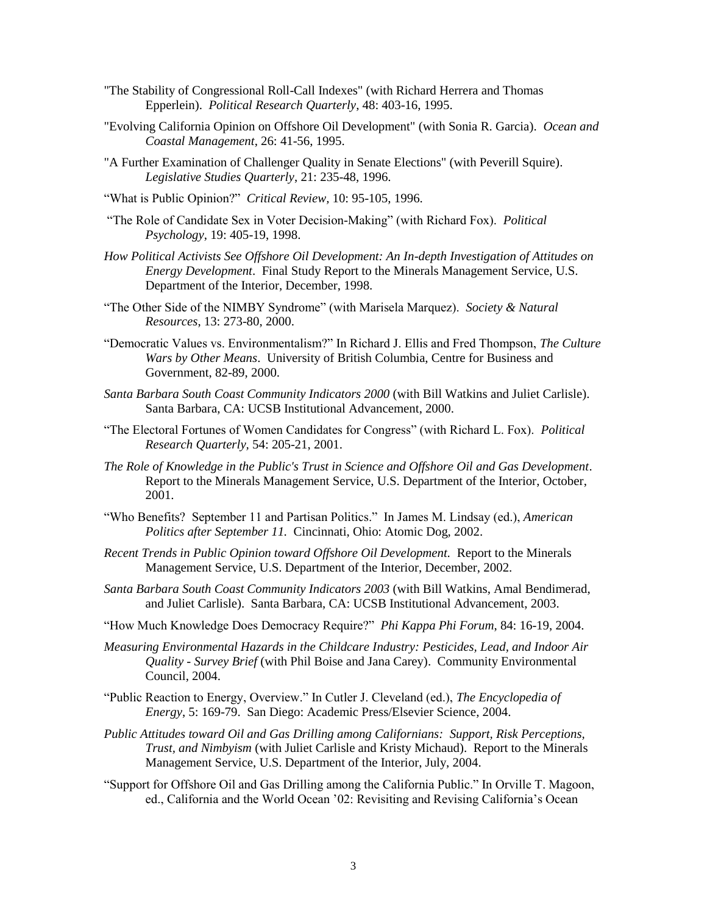"The Stability of Congressional Roll-Call Indexes" (with Richard Herrera and Thomas Epperlein). *Political Research Quarterly*, 48: 403-16, 1995.

"Evolving California Opinion on Offshore Oil Development" (with Sonia R. Garcia). *Ocean and Coastal Management*, 26: 41-56, 1995.

"A Further Examination of Challenger Quality in Senate Elections" (with Peverill Squire). *Legislative Studies Quarterly*, 21: 235-48, 1996.

"What is Public Opinion?" *Critical Review,* 10: 95-105, 1996.

"The Role of Candidate Sex in Voter Decision-Making" (with Richard Fox). *Political Psychology*, 19: 405-19, 1998.

*How Political Activists See Offshore Oil Development: An In-depth Investigation of Attitudes on Energy Development*. Final Study Report to the Minerals Management Service, U.S. Department of the Interior, December, 1998.

"The Other Side of the NIMBY Syndrome" (with Marisela Marquez). *Society & Natural Resources*, 13: 273-80, 2000.

"Democratic Values vs. Environmentalism?" In Richard J. Ellis and Fred Thompson, *The Culture Wars by Other Means*. University of British Columbia, Centre for Business and Government, 82-89, 2000.

*Santa Barbara South Coast Community Indicators 2000* (with Bill Watkins and Juliet Carlisle). Santa Barbara, CA: UCSB Institutional Advancement, 2000.

"The Electoral Fortunes of Women Candidates for Congress" (with Richard L. Fox). *Political Research Quarterly,* 54: 205-21, 2001.

*The Role of Knowledge in the Public's Trust in Science and Offshore Oil and Gas Development*. Report to the Minerals Management Service, U.S. Department of the Interior, October, 2001.

"Who Benefits? September 11 and Partisan Politics." In James M. Lindsay (ed.), *American Politics after September 11.* Cincinnati, Ohio: Atomic Dog, 2002.

*Recent Trends in Public Opinion toward Offshore Oil Development.* Report to the Minerals Management Service, U.S. Department of the Interior, December, 2002.

*Santa Barbara South Coast Community Indicators 2003* (with Bill Watkins, Amal Bendimerad, and Juliet Carlisle). Santa Barbara, CA: UCSB Institutional Advancement, 2003.

"How Much Knowledge Does Democracy Require?" *Phi Kappa Phi Forum*, 84: 16-19, 2004.

*Measuring Environmental Hazards in the Childcare Industry: Pesticides, Lead, and Indoor Air Quality - Survey Brief* (with Phil Boise and Jana Carey). Community Environmental Council, 2004.

"Public Reaction to Energy, Overview." In Cutler J. Cleveland (ed.), *The Encyclopedia of Energy*, 5: 169-79. San Diego: Academic Press/Elsevier Science, 2004.

*Public Attitudes toward Oil and Gas Drilling among Californians: Support, Risk Perceptions, Trust, and Nimbyism* (with Juliet Carlisle and Kristy Michaud). Report to the Minerals Management Service, U.S. Department of the Interior, July, 2004.

"Support for Offshore Oil and Gas Drilling among the California Public." In Orville T. Magoon, ed., California and the World Ocean '02: Revisiting and Revising California's Ocean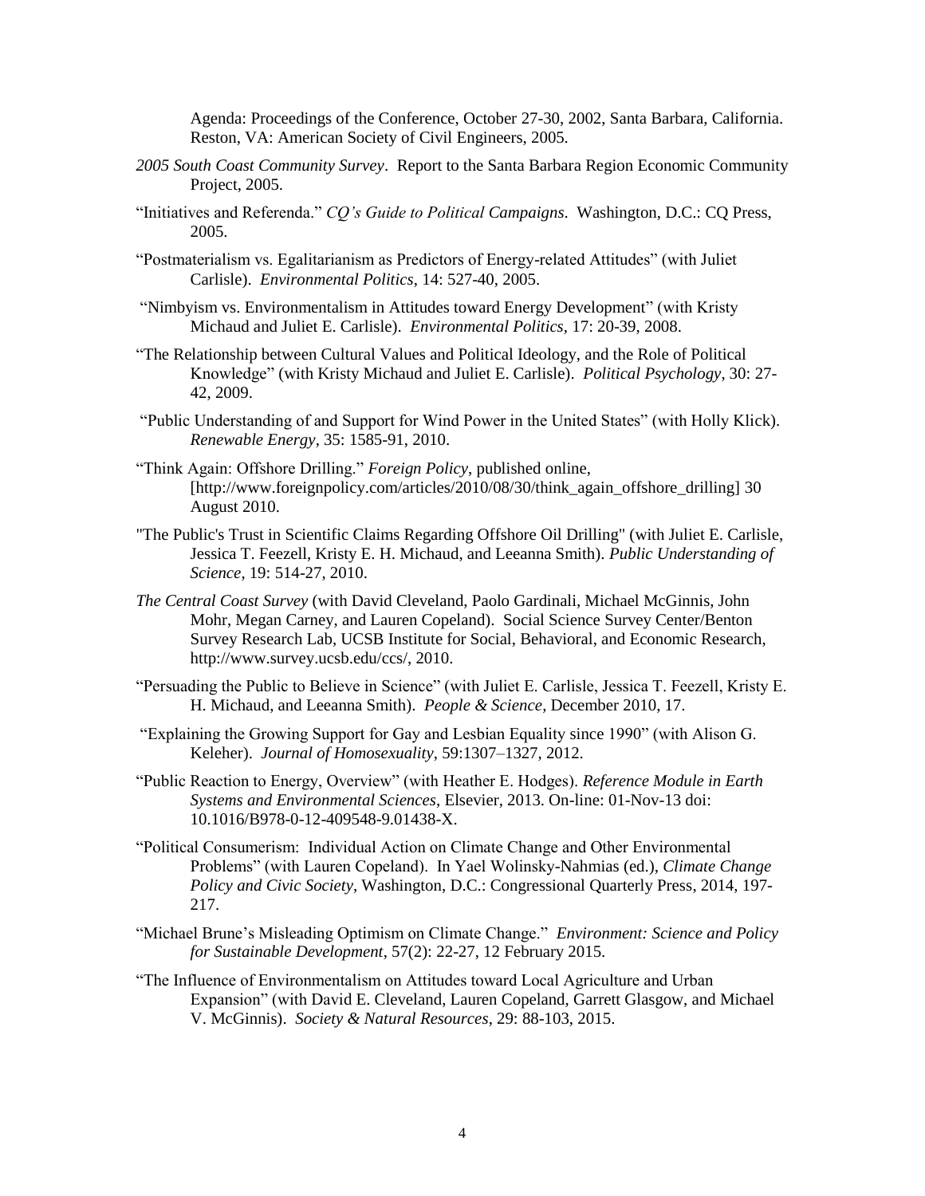Agenda: Proceedings of the Conference, October 27-30, 2002, Santa Barbara, California. Reston, VA: American Society of Civil Engineers, 2005.

*2005 South Coast Community Survey*. Report to the Santa Barbara Region Economic Community Project, 2005.

"Initiatives and Referenda." *CQ's Guide to Political Campaigns*. Washington, D.C.: CQ Press, 2005.

"Postmaterialism vs. Egalitarianism as Predictors of Energy-related Attitudes" (with Juliet Carlisle). *Environmental Politics*, 14: 527-40, 2005.

"Nimbyism vs. Environmentalism in Attitudes toward Energy Development" (with Kristy Michaud and Juliet E. Carlisle). *Environmental Politics*, 17: 20-39, 2008.

"The Relationship between Cultural Values and Political Ideology, and the Role of Political Knowledge" (with Kristy Michaud and Juliet E. Carlisle). *Political Psychology*, 30: 27-42, 2009.

"Public Understanding of and Support for Wind Power in the United States" (with Holly Klick). *Renewable Energy*, 35: 1585-91, 2010.

"Think Again: Offshore Drilling." *Foreign Policy*, published online, [http://www.foreignpolicy.com/articles/2010/08/30/think_again_offshore_drilling] 30 August 2010.

"The Public's Trust in Scientific Claims Regarding Offshore Oil Drilling" (with Juliet E. Carlisle, Jessica T. Feezell, Kristy E. H. Michaud, and Leeanna Smith). *Public Understanding of Science*, 19: 514-27, 2010.

*The Central Coast Survey* (with David Cleveland, Paolo Gardinali, Michael McGinnis, John Mohr, Megan Carney, and Lauren Copeland). Social Science Survey Center/Benton Survey Research Lab, UCSB Institute for Social, Behavioral, and Economic Research, http://www.survey.ucsb.edu/ccs/, 2010.

"Persuading the Public to Believe in Science" (with Juliet E. Carlisle, Jessica T. Feezell, Kristy E. H. Michaud, and Leeanna Smith). *People & Science*, December 2010, 17.

"Explaining the Growing Support for Gay and Lesbian Equality since 1990" (with Alison G. Keleher). *Journal of Homosexuality*, 59:1307–1327, 2012.

"Public Reaction to Energy, Overview" (with Heather E. Hodges). *Reference Module in Earth Systems and Environmental Sciences*, Elsevier, 2013. On-line: 01-Nov-13 doi: 10.1016/B978-0-12-409548-9.01438-X.

"Political Consumerism: Individual Action on Climate Change and Other Environmental Problems" (with Lauren Copeland). In Yael Wolinsky-Nahmias (ed.), *Climate Change Policy and Civic Society*, Washington, D.C.: Congressional Quarterly Press, 2014, 197-217.

"Michael Brune's Misleading Optimism on Climate Change." *Environment: Science and Policy for Sustainable Development*, 57(2): 22-27, 12 February 2015.

"The Influence of Environmentalism on Attitudes toward Local Agriculture and Urban Expansion" (with David E. Cleveland, Lauren Copeland, Garrett Glasgow, and Michael V. McGinnis). *Society & Natural Resources*, 29: 88-103, 2015.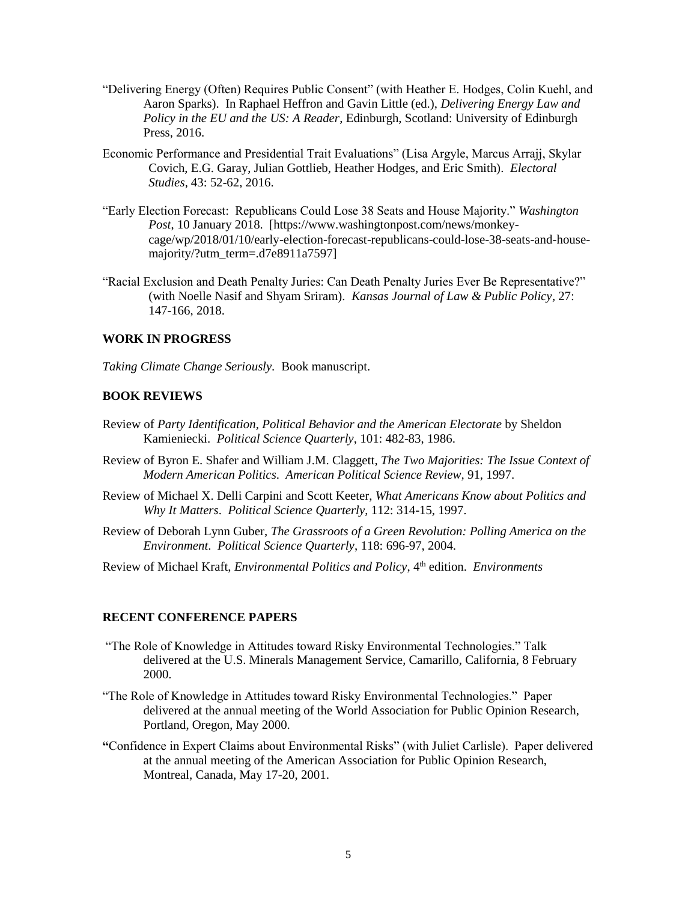"Delivering Energy (Often) Requires Public Consent" (with Heather E. Hodges, Colin Kuehl, and Aaron Sparks). In Raphael Heffron and Gavin Little (ed.), *Delivering Energy Law and Policy in the EU and the US: A Reader*, Edinburgh, Scotland: University of Edinburgh Press, 2016.

Economic Performance and Presidential Trait Evaluations" (Lisa Argyle, Marcus Arrajj, Skylar Covich, E.G. Garay, Julian Gottlieb, Heather Hodges, and Eric Smith). *Electoral Studies*, 43: 52-62, 2016.

"Early Election Forecast: Republicans Could Lose 38 Seats and House Majority." *Washington Post*, 10 January 2018. [https://www.washingtonpost.com/news/monkey-cage/wp/2018/01/10/early-election-forecast-republicans-could-lose-38-seats-and-house-majority/?utm_term=.d7e8911a7597]

"Racial Exclusion and Death Penalty Juries: Can Death Penalty Juries Ever Be Representative?" (with Noelle Nasif and Shyam Sriram). *Kansas Journal of Law & Public Policy*, 27: 147-166, 2018.

### WORK IN PROGRESS

*Taking Climate Change Seriously*. Book manuscript.

### BOOK REVIEWS

Review of *Party Identification, Political Behavior and the American Electorate* by Sheldon Kamieniecki. *Political Science Quarterly*, 101: 482-83, 1986.

Review of Byron E. Shafer and William J.M. Claggett, *The Two Majorities: The Issue Context of Modern American Politics*. *American Political Science Review*, 91, 1997.

Review of Michael X. Delli Carpini and Scott Keeter, *What Americans Know about Politics and Why It Matters*. *Political Science Quarterly*, 112: 314-15, 1997.

Review of Deborah Lynn Guber, *The Grassroots of a Green Revolution: Polling America on the Environment*. *Political Science Quarterly*, 118: 696-97, 2004.

Review of Michael Kraft, *Environmental Politics and Policy*, 4th edition. *Environments*

### RECENT CONFERENCE PAPERS

"The Role of Knowledge in Attitudes toward Risky Environmental Technologies." Talk delivered at the U.S. Minerals Management Service, Camarillo, California, 8 February 2000.

"The Role of Knowledge in Attitudes toward Risky Environmental Technologies." Paper delivered at the annual meeting of the World Association for Public Opinion Research, Portland, Oregon, May 2000.

**"**Confidence in Expert Claims about Environmental Risks" (with Juliet Carlisle). Paper delivered at the annual meeting of the American Association for Public Opinion Research, Montreal, Canada, May 17-20, 2001.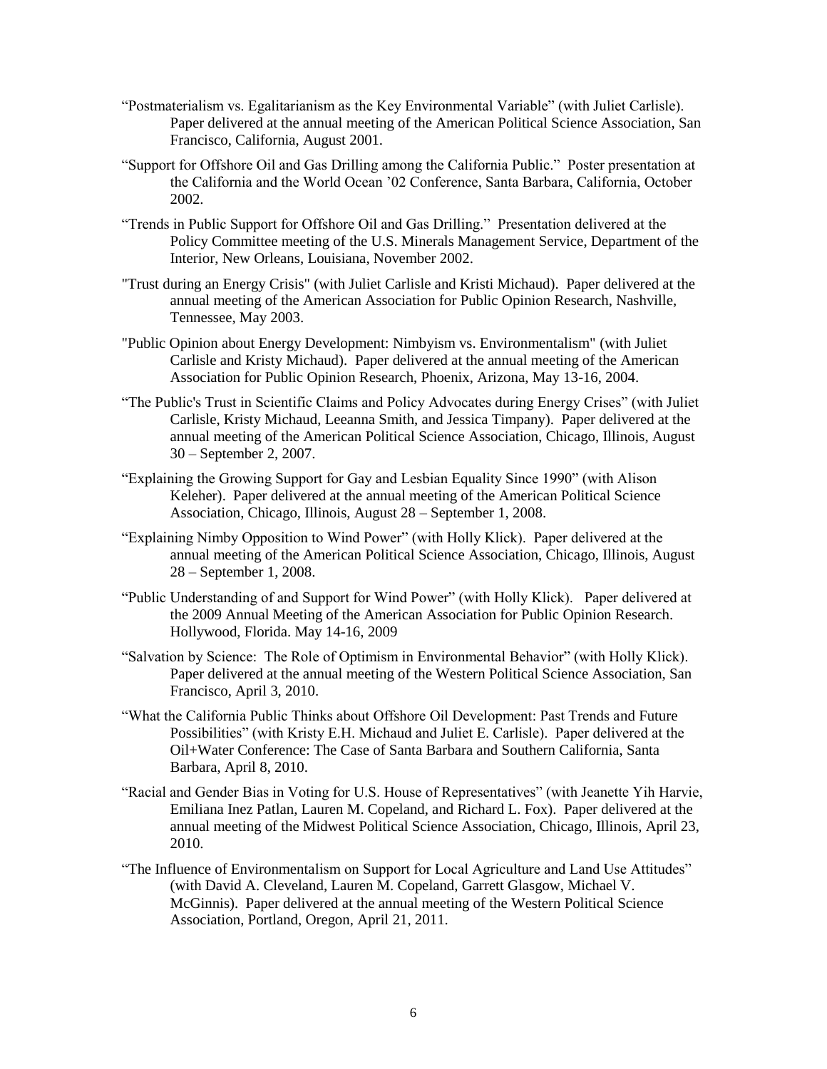“Postmaterialism vs. Egalitarianism as the Key Environmental Variable” (with Juliet Carlisle). Paper delivered at the annual meeting of the American Political Science Association, San Francisco, California, August 2001.

“Support for Offshore Oil and Gas Drilling among the California Public.” Poster presentation at the California and the World Ocean ’02 Conference, Santa Barbara, California, October 2002.

“Trends in Public Support for Offshore Oil and Gas Drilling.” Presentation delivered at the Policy Committee meeting of the U.S. Minerals Management Service, Department of the Interior, New Orleans, Louisiana, November 2002.

"Trust during an Energy Crisis" (with Juliet Carlisle and Kristi Michaud). Paper delivered at the annual meeting of the American Association for Public Opinion Research, Nashville, Tennessee, May 2003.

"Public Opinion about Energy Development: Nimbyism vs. Environmentalism" (with Juliet Carlisle and Kristy Michaud). Paper delivered at the annual meeting of the American Association for Public Opinion Research, Phoenix, Arizona, May 13-16, 2004.

“The Public's Trust in Scientific Claims and Policy Advocates during Energy Crises” (with Juliet Carlisle, Kristy Michaud, Leeanna Smith, and Jessica Timpany). Paper delivered at the annual meeting of the American Political Science Association, Chicago, Illinois, August 30 – September 2, 2007.

“Explaining the Growing Support for Gay and Lesbian Equality Since 1990” (with Alison Keleher). Paper delivered at the annual meeting of the American Political Science Association, Chicago, Illinois, August 28 – September 1, 2008.

“Explaining Nimby Opposition to Wind Power” (with Holly Klick). Paper delivered at the annual meeting of the American Political Science Association, Chicago, Illinois, August 28 – September 1, 2008.

“Public Understanding of and Support for Wind Power” (with Holly Klick). Paper delivered at the 2009 Annual Meeting of the American Association for Public Opinion Research. Hollywood, Florida. May 14-16, 2009

“Salvation by Science: The Role of Optimism in Environmental Behavior” (with Holly Klick). Paper delivered at the annual meeting of the Western Political Science Association, San Francisco, April 3, 2010.

“What the California Public Thinks about Offshore Oil Development: Past Trends and Future Possibilities” (with Kristy E.H. Michaud and Juliet E. Carlisle). Paper delivered at the Oil+Water Conference: The Case of Santa Barbara and Southern California, Santa Barbara, April 8, 2010.

“Racial and Gender Bias in Voting for U.S. House of Representatives” (with Jeanette Yih Harvie, Emiliana Inez Patlan, Lauren M. Copeland, and Richard L. Fox). Paper delivered at the annual meeting of the Midwest Political Science Association, Chicago, Illinois, April 23, 2010.

“The Influence of Environmentalism on Support for Local Agriculture and Land Use Attitudes” (with David A. Cleveland, Lauren M. Copeland, Garrett Glasgow, Michael V. McGinnis). Paper delivered at the annual meeting of the Western Political Science Association, Portland, Oregon, April 21, 2011.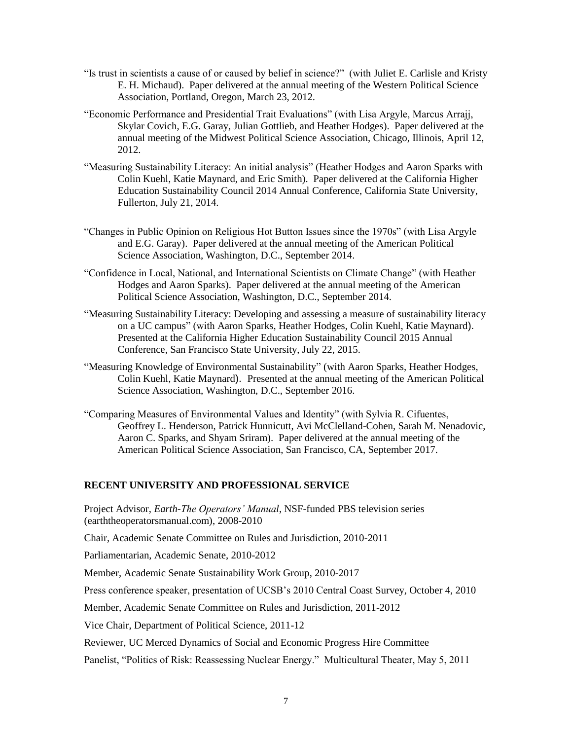"Is trust in scientists a cause of or caused by belief in science?" (with Juliet E. Carlisle and Kristy E. H. Michaud). Paper delivered at the annual meeting of the Western Political Science Association, Portland, Oregon, March 23, 2012.

"Economic Performance and Presidential Trait Evaluations" (with Lisa Argyle, Marcus Arrajj, Skylar Covich, E.G. Garay, Julian Gottlieb, and Heather Hodges). Paper delivered at the annual meeting of the Midwest Political Science Association, Chicago, Illinois, April 12, 2012.

"Measuring Sustainability Literacy: An initial analysis" (Heather Hodges and Aaron Sparks with Colin Kuehl, Katie Maynard, and Eric Smith). Paper delivered at the California Higher Education Sustainability Council 2014 Annual Conference, California State University, Fullerton, July 21, 2014.

"Changes in Public Opinion on Religious Hot Button Issues since the 1970s" (with Lisa Argyle and E.G. Garay). Paper delivered at the annual meeting of the American Political Science Association, Washington, D.C., September 2014.

"Confidence in Local, National, and International Scientists on Climate Change" (with Heather Hodges and Aaron Sparks). Paper delivered at the annual meeting of the American Political Science Association, Washington, D.C., September 2014.

"Measuring Sustainability Literacy: Developing and assessing a measure of sustainability literacy on a UC campus" (with Aaron Sparks, Heather Hodges, Colin Kuehl, Katie Maynard). Presented at the California Higher Education Sustainability Council 2015 Annual Conference, San Francisco State University, July 22, 2015.

"Measuring Knowledge of Environmental Sustainability" (with Aaron Sparks, Heather Hodges, Colin Kuehl, Katie Maynard). Presented at the annual meeting of the American Political Science Association, Washington, D.C., September 2016.

"Comparing Measures of Environmental Values and Identity" (with Sylvia R. Cifuentes, Geoffrey L. Henderson, Patrick Hunnicutt, Avi McClelland-Cohen, Sarah M. Nenadovic, Aaron C. Sparks, and Shyam Sriram). Paper delivered at the annual meeting of the American Political Science Association, San Francisco, CA, September 2017.

## RECENT UNIVERSITY AND PROFESSIONAL SERVICE

Project Advisor, *Earth-The Operators' Manual*, NSF-funded PBS television series (earththeoperatorsmanual.com), 2008-2010

Chair, Academic Senate Committee on Rules and Jurisdiction, 2010-2011

Parliamentarian, Academic Senate, 2010-2012

Member, Academic Senate Sustainability Work Group, 2010-2017

Press conference speaker, presentation of UCSB's 2010 Central Coast Survey, October 4, 2010

Member, Academic Senate Committee on Rules and Jurisdiction, 2011-2012

Vice Chair, Department of Political Science, 2011-12

Reviewer, UC Merced Dynamics of Social and Economic Progress Hire Committee

Panelist, "Politics of Risk: Reassessing Nuclear Energy." Multicultural Theater, May 5, 2011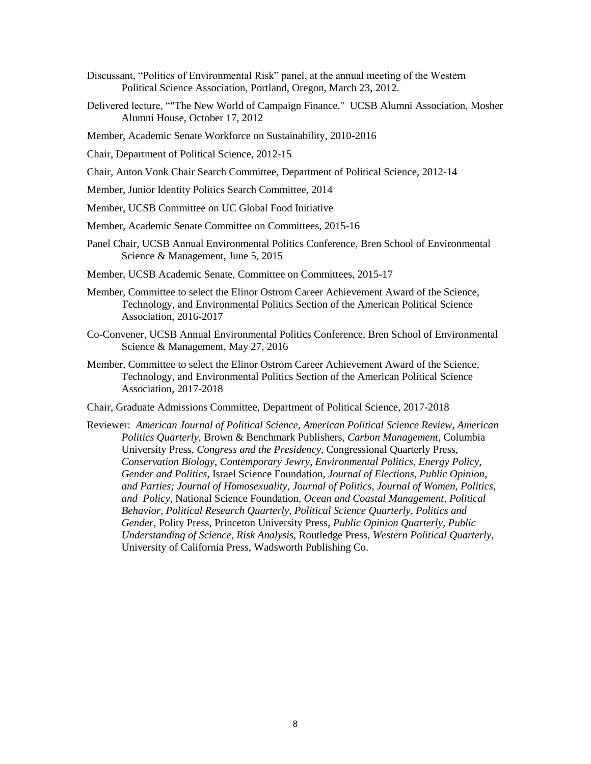Discussant, "Politics of Environmental Risk" panel, at the annual meeting of the Western Political Science Association, Portland, Oregon, March 23, 2012.

Delivered lecture, ""The New World of Campaign Finance." UCSB Alumni Association, Mosher Alumni House, October 17, 2012

Member, Academic Senate Workforce on Sustainability, 2010-2016

Chair, Department of Political Science, 2012-15

Chair, Anton Vonk Chair Search Committee, Department of Political Science, 2012-14

Member, Junior Identity Politics Search Committee, 2014

Member, UCSB Committee on UC Global Food Initiative

Member, Academic Senate Committee on Committees, 2015-16

Panel Chair, UCSB Annual Environmental Politics Conference, Bren School of Environmental Science & Management, June 5, 2015

Member, UCSB Academic Senate, Committee on Committees, 2015-17

Member, Committee to select the Elinor Ostrom Career Achievement Award of the Science, Technology, and Environmental Politics Section of the American Political Science Association, 2016-2017

Co-Convener, UCSB Annual Environmental Politics Conference, Bren School of Environmental Science & Management, May 27, 2016

Member, Committee to select the Elinor Ostrom Career Achievement Award of the Science, Technology, and Environmental Politics Section of the American Political Science Association, 2017-2018

Chair, Graduate Admissions Committee, Department of Political Science, 2017-2018

Reviewer: *American Journal of Political Science, American Political Science Review, American Politics Quarterly*, Brown & Benchmark Publishers, *Carbon Management*, Columbia University Press, *Congress and the Presidency*, Congressional Quarterly Press, *Conservation Biology, Contemporary Jewry*, *Environmental Politics, Energy Policy, Gender and Politics*, Israel Science Foundation, *Journal of Elections, Public Opinion, and Parties; Journal of Homosexuality*, *Journal of Politics, Journal of Women, Politics, and Policy*, National Science Foundation, *Ocean and Coastal Management, Political Behavior, Political Research Quarterly, Political Science Quarterly, Politics and Gender*, Polity Press, Princeton University Press, *Public Opinion Quarterly, Public Understanding of Science*, *Risk Analysis*, Routledge Press, *Western Political Quarterly*, University of California Press, Wadsworth Publishing Co.